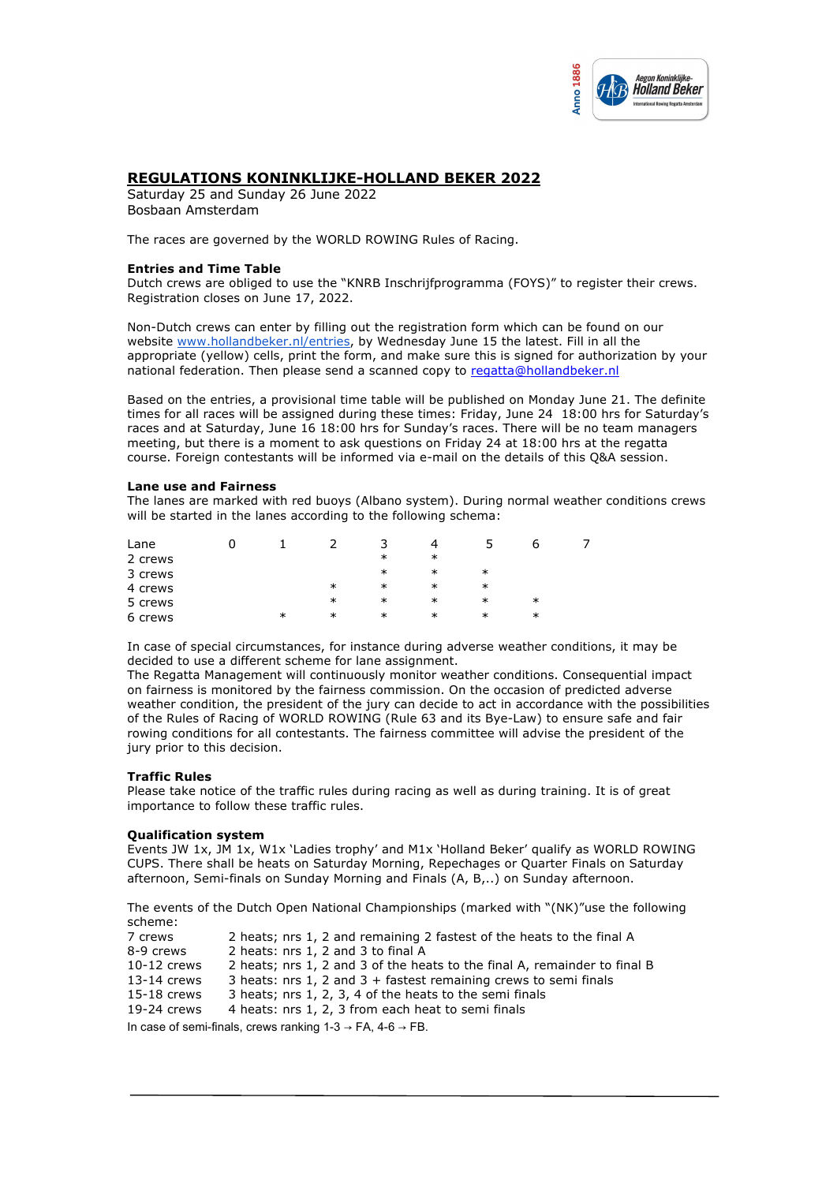# REGULATIONS KONINKLIJKE-HOLLAND BEKER 2022

Saturday 25 and Sunday 26 June 2022
Bosbaan Amsterdam

The races are governed by the WORLD ROWING Rules of Racing.

**Entries and Time Table**
Dutch crews are obliged to use the "KNRB Inschrijfprogramma (FOYS)" to register their crews. Registration closes on June 17, 2022.

Non-Dutch crews can enter by filling out the registration form which can be found on our website www.hollandbeker.nl/entries, by Wednesday June 15 the latest. Fill in all the appropriate (yellow) cells, print the form, and make sure this is signed for authorization by your national federation. Then please send a scanned copy to regatta@hollandbeker.nl

Based on the entries, a provisional time table will be published on Monday June 21. The definite times for all races will be assigned during these times: Friday, June 24 18:00 hrs for Saturday's races and at Saturday, June 16 18:00 hrs for Sunday's races. There will be no team managers meeting, but there is a moment to ask questions on Friday 24 at 18:00 hrs at the regatta course. Foreign contestants will be informed via e-mail on the details of this Q&A session.

**Lane use and Fairness**
The lanes are marked with red buoys (Albano system). During normal weather conditions crews will be started in the lanes according to the following schema:

| Lane | 0 | 1 | 2 | 3 | 4 | 5 | 6 | 7 |
|---|---|---|---|---|---|---|---|---|
| 2 crews | | | | * | * | | | |
| 3 crews | | | | * | * | * | | |
| 4 crews | | | * | * | * | * | | |
| 5 crews | | | * | * | * | * | * | |
| 6 crews | | * | * | * | * | * | * | |

In case of special circumstances, for instance during adverse weather conditions, it may be decided to use a different scheme for lane assignment.
The Regatta Management will continuously monitor weather conditions. Consequential impact on fairness is monitored by the fairness commission. On the occasion of predicted adverse weather condition, the president of the jury can decide to act in accordance with the possibilities of the Rules of Racing of WORLD ROWING (Rule 63 and its Bye-Law) to ensure safe and fair rowing conditions for all contestants. The fairness committee will advise the president of the jury prior to this decision.

**Traffic Rules**
Please take notice of the traffic rules during racing as well as during training. It is of great importance to follow these traffic rules.

**Qualification system**
Events JW 1x, JM 1x, W1x 'Ladies trophy' and M1x 'Holland Beker' qualify as WORLD ROWING CUPS. There shall be heats on Saturday Morning, Repechages or Quarter Finals on Saturday afternoon, Semi-finals on Sunday Morning and Finals (A, B,..) on Sunday afternoon.

The events of the Dutch Open National Championships (marked with "(NK)"use the following scheme:

| | |
|---|---|
| 7 crews | 2 heats; nrs 1, 2 and remaining 2 fastest of the heats to the final A |
| 8-9 crews | 2 heats: nrs 1, 2 and 3 to final A |
| 10-12 crews | 2 heats; nrs 1, 2 and 3 of the heats to the final A, remainder to final B |
| 13-14 crews | 3 heats: nrs 1, 2 and 3 + fastest remaining crews to semi finals |
| 15-18 crews | 3 heats; nrs 1, 2, 3, 4 of the heats to the semi finals |
| 19-24 crews | 4 heats: nrs 1, 2, 3 from each heat to semi finals |

In case of semi-finals, crews ranking 1-3 → FA, 4-6 → FB.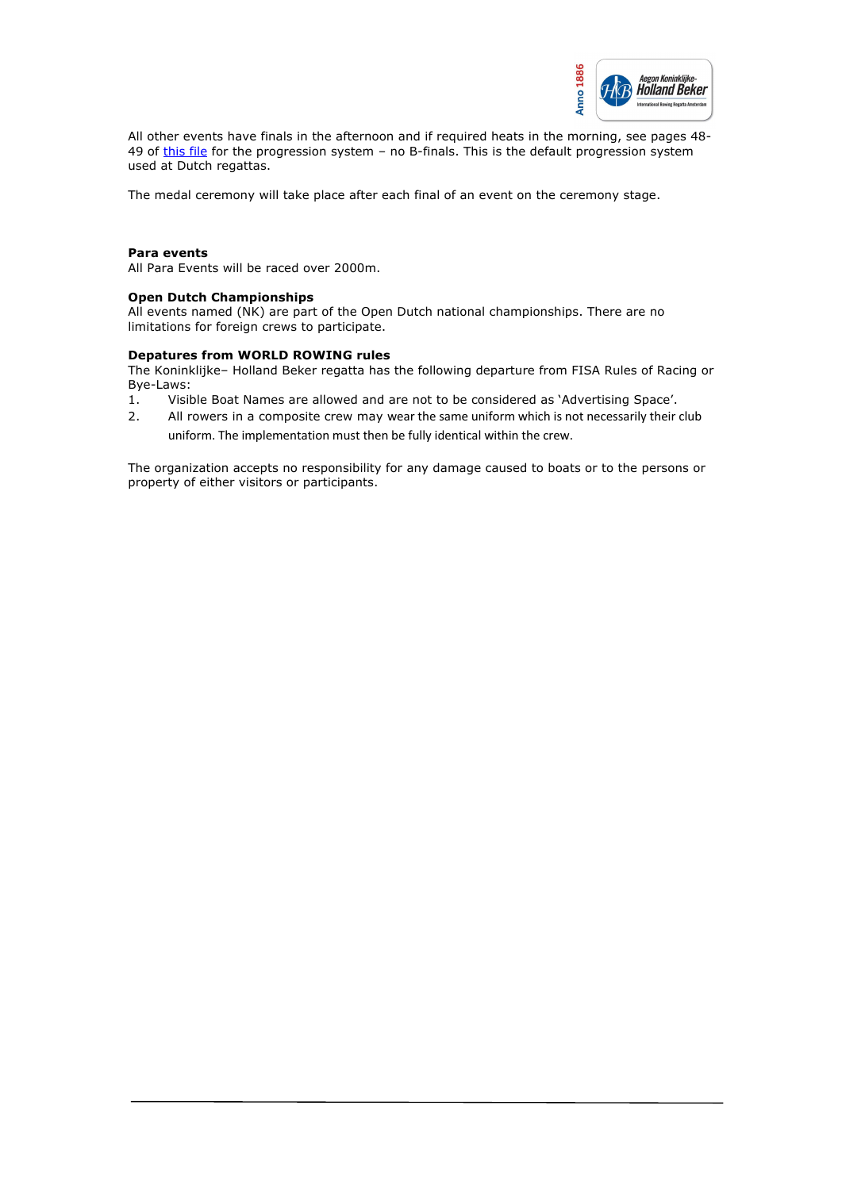All other events have finals in the afternoon and if required heats in the morning, see pages 48-49 of [this file](this file) for the progression system – no B-finals. This is the default progression system used at Dutch regattas.

The medal ceremony will take place after each final of an event on the ceremony stage.

**Para events**
All Para Events will be raced over 2000m.

**Open Dutch Championships**
All events named (NK) are part of the Open Dutch national championships. There are no limitations for foreign crews to participate.

**Depatures from WORLD ROWING rules**
The Koninklijke– Holland Beker regatta has the following departure from FISA Rules of Racing or Bye-Laws:

1. Visible Boat Names are allowed and are not to be considered as 'Advertising Space'.
2. All rowers in a composite crew may wear the same uniform which is not necessarily their club uniform. The implementation must then be fully identical within the crew.

The organization accepts no responsibility for any damage caused to boats or to the persons or property of either visitors or participants.